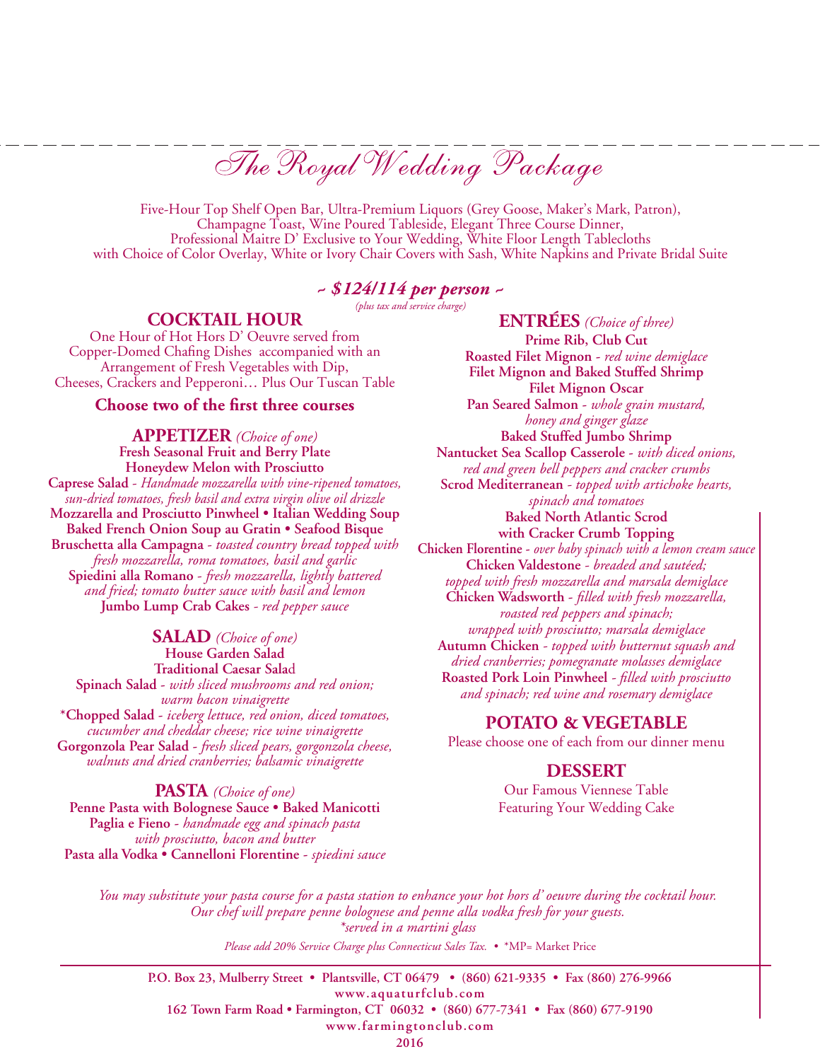# The Royal Wedding Package

Five-Hour Top Shelf Open Bar, Ultra-Premium Liquors (Grey Goose, Maker's Mark, Patron), Champagne Toast, Wine Poured Tableside, Elegant Three Course Dinner, Professional Maitre D' Exclusive to Your Wedding, White Floor Length Tablecloths with Choice of Color Overlay, White or Ivory Chair Covers with Sash, White Napkins and Private Bridal Suite

***~ $124/114 per person ~***

*(plus tax and service charge)*

## COCKTAIL HOUR

One Hour of Hot Hors D' Oeuvre served from Copper-Domed Chafing Dishes accompanied with an Arrangement of Fresh Vegetables with Dip, Cheeses, Crackers and Pepperoni… Plus Our Tuscan Table

**Choose two of the first three courses**

## APPETIZER *(Choice of one)*

**Fresh Seasonal Fruit and Berry Plate**
**Honeydew Melon with Prosciutto**
**Caprese Salad** - *Handmade mozzarella with vine-ripened tomatoes, sun-dried tomatoes, fresh basil and extra virgin olive oil drizzle*
**Mozzarella and Prosciutto Pinwheel • Italian Wedding Soup**
**Baked French Onion Soup au Gratin • Seafood Bisque**
**Bruschetta alla Campagna** - *toasted country bread topped with fresh mozzarella, roma tomatoes, basil and garlic*
**Spiedini alla Romano** - *fresh mozzarella, lightly battered and fried; tomato butter sauce with basil and lemon*
**Jumbo Lump Crab Cakes** - *red pepper sauce*

## SALAD *(Choice of one)*

**House Garden Salad**
**Traditional Caesar Salad**
**Spinach Salad** - *with sliced mushrooms and red onion; warm bacon vinaigrette*
***Chopped Salad** - *iceberg lettuce, red onion, diced tomatoes, cucumber and cheddar cheese; rice wine vinaigrette*
**Gorgonzola Pear Salad** - *fresh sliced pears, gorgonzola cheese, walnuts and dried cranberries; balsamic vinaigrette*

## PASTA *(Choice of one)*

**Penne Pasta with Bolognese Sauce • Baked Manicotti**
**Paglia e Fieno** - *handmade egg and spinach pasta with prosciutto, bacon and butter*
**Pasta alla Vodka • Cannelloni Florentine** - *spiedini sauce*

## ENTRÉES *(Choice of three)*

**Prime Rib, Club Cut**
**Roasted Filet Mignon** - *red wine demiglace*
**Filet Mignon and Baked Stuffed Shrimp**
**Filet Mignon Oscar**
**Pan Seared Salmon** - *whole grain mustard, honey and ginger glaze*
**Baked Stuffed Jumbo Shrimp**
**Nantucket Sea Scallop Casserole** - *with diced onions, red and green bell peppers and cracker crumbs*
**Scrod Mediterranean** - *topped with artichoke hearts, spinach and tomatoes*
**Baked North Atlantic Scrod with Cracker Crumb Topping**
**Chicken Florentine** - *over baby spinach with a lemon cream sauce*
**Chicken Valdestone** - *breaded and sautéed; topped with fresh mozzarella and marsala demiglace*
**Chicken Wadsworth** - *filled with fresh mozzarella, roasted red peppers and spinach; wrapped with prosciutto; marsala demiglace*
**Autumn Chicken** - *topped with butternut squash and dried cranberries; pomegranate molasses demiglace*
**Roasted Pork Loin Pinwheel** - *filled with prosciutto and spinach; red wine and rosemary demiglace*

## POTATO & VEGETABLE

Please choose one of each from our dinner menu

## DESSERT

Our Famous Viennese Table
Featuring Your Wedding Cake

*You may substitute your pasta course for a pasta station to enhance your hot hors d' oeuvre during the cocktail hour. Our chef will prepare penne bolognese and penne alla vodka fresh for your guests.*

*\*served in a martini glass*

*Please add 20% Service Charge plus Connecticut Sales Tax.* • *MP= Market Price

**P.O. Box 23, Mulberry Street • Plantsville, CT 06479 • (860) 621-9335 • Fax (860) 276-9966**
**www.aquaturfclub.com**
**162 Town Farm Road • Farmington, CT 06032 • (860) 677-7341 • Fax (860) 677-9190**
**www.farmingtonclub.com**
**2016**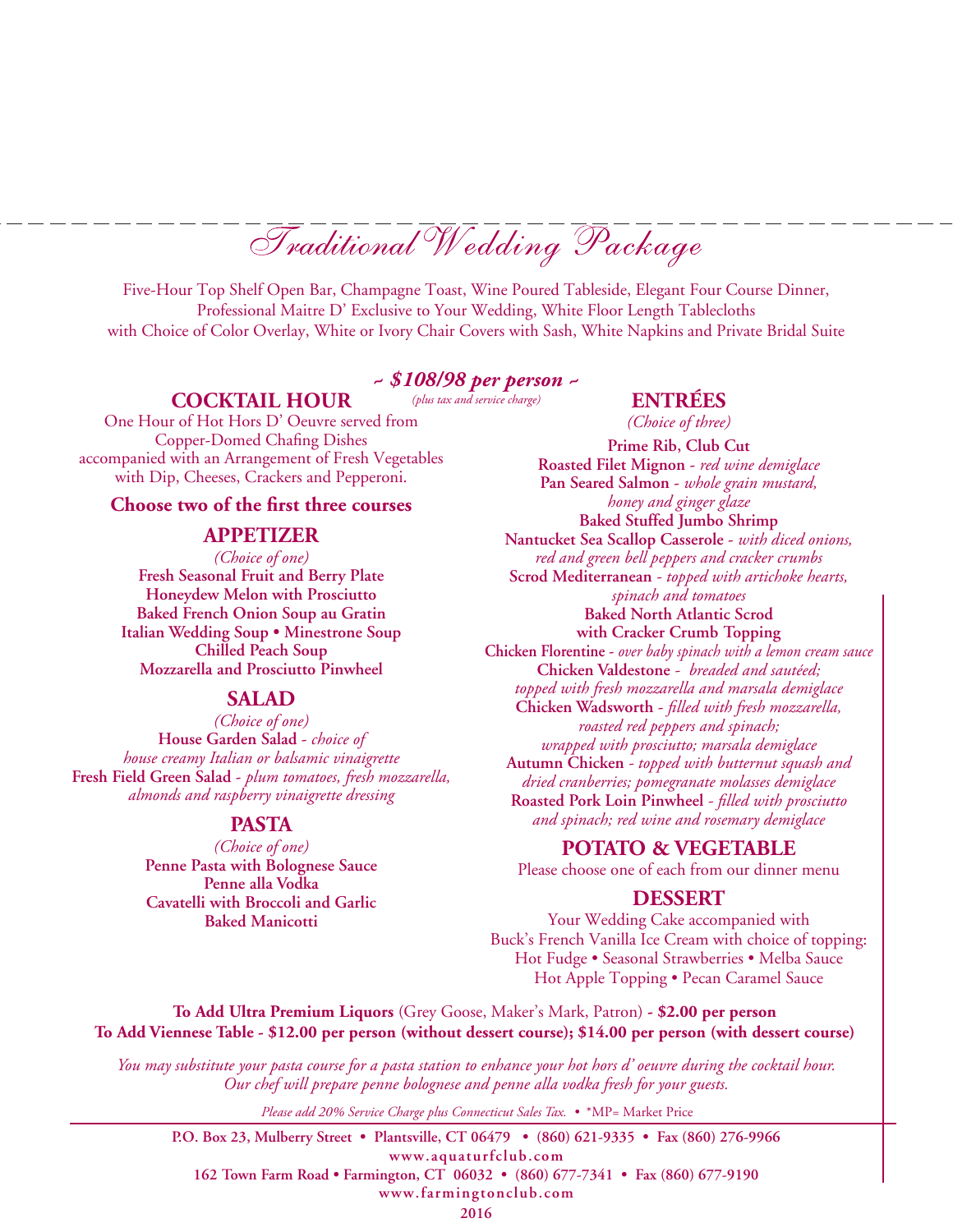# Traditional Wedding Package

Five-Hour Top Shelf Open Bar, Champagne Toast, Wine Poured Tableside, Elegant Four Course Dinner, Professional Maitre D' Exclusive to Your Wedding, White Floor Length Tablecloths with Choice of Color Overlay, White or Ivory Chair Covers with Sash, White Napkins and Private Bridal Suite

***~ $108/98 per person ~***

*(plus tax and service charge)*

## COCKTAIL HOUR

One Hour of Hot Hors D' Oeuvre served from Copper-Domed Chafing Dishes accompanied with an Arrangement of Fresh Vegetables with Dip, Cheeses, Crackers and Pepperoni.

**Choose two of the first three courses**

## APPETIZER

*(Choice of one)*

**Fresh Seasonal Fruit and Berry Plate**
**Honeydew Melon with Prosciutto**
**Baked French Onion Soup au Gratin**
**Italian Wedding Soup • Minestrone Soup**
**Chilled Peach Soup**
**Mozzarella and Prosciutto Pinwheel**

## SALAD

*(Choice of one)*

**House Garden Salad** - *choice of house creamy Italian or balsamic vinaigrette*
**Fresh Field Green Salad** - *plum tomatoes, fresh mozzarella, almonds and raspberry vinaigrette dressing*

## PASTA

*(Choice of one)*

**Penne Pasta with Bolognese Sauce**
**Penne alla Vodka**
**Cavatelli with Broccoli and Garlic**
**Baked Manicotti**

## ENTRÉES

*(Choice of three)*

**Prime Rib, Club Cut**
**Roasted Filet Mignon** - *red wine demiglace*
**Pan Seared Salmon** - *whole grain mustard, honey and ginger glaze*
**Baked Stuffed Jumbo Shrimp**
**Nantucket Sea Scallop Casserole** - *with diced onions, red and green bell peppers and cracker crumbs*
**Scrod Mediterranean** - *topped with artichoke hearts, spinach and tomatoes*
**Baked North Atlantic Scrod with Cracker Crumb Topping**
**Chicken Florentine** - *over baby spinach with a lemon cream sauce*
**Chicken Valdestone** - *breaded and sautéed; topped with fresh mozzarella and marsala demiglace*
**Chicken Wadsworth** - *filled with fresh mozzarella, roasted red peppers and spinach; wrapped with prosciutto; marsala demiglace*
**Autumn Chicken** - *topped with butternut squash and dried cranberries; pomegranate molasses demiglace*
**Roasted Pork Loin Pinwheel** - *filled with prosciutto and spinach; red wine and rosemary demiglace*

## POTATO & VEGETABLE

Please choose one of each from our dinner menu

## DESSERT

Your Wedding Cake accompanied with Buck's French Vanilla Ice Cream with choice of topping:
Hot Fudge • Seasonal Strawberries • Melba Sauce
Hot Apple Topping • Pecan Caramel Sauce

**To Add Ultra Premium Liquors** (Grey Goose, Maker's Mark, Patron) **- $2.00 per person**
**To Add Viennese Table - $12.00 per person (without dessert course); $14.00 per person (with dessert course)**

*You may substitute your pasta course for a pasta station to enhance your hot hors d' oeuvre during the cocktail hour. Our chef will prepare penne bolognese and penne alla vodka fresh for your guests.*

*Please add 20% Service Charge plus Connecticut Sales Tax.* • *MP= Market Price

**P.O. Box 23, Mulberry Street • Plantsville, CT 06479 • (860) 621-9335 • Fax (860) 276-9966**
**www.aquaturfclub.com**
**162 Town Farm Road • Farmington, CT 06032 • (860) 677-7341 • Fax (860) 677-9190**
**www.farmingtonclub.com**

**2016**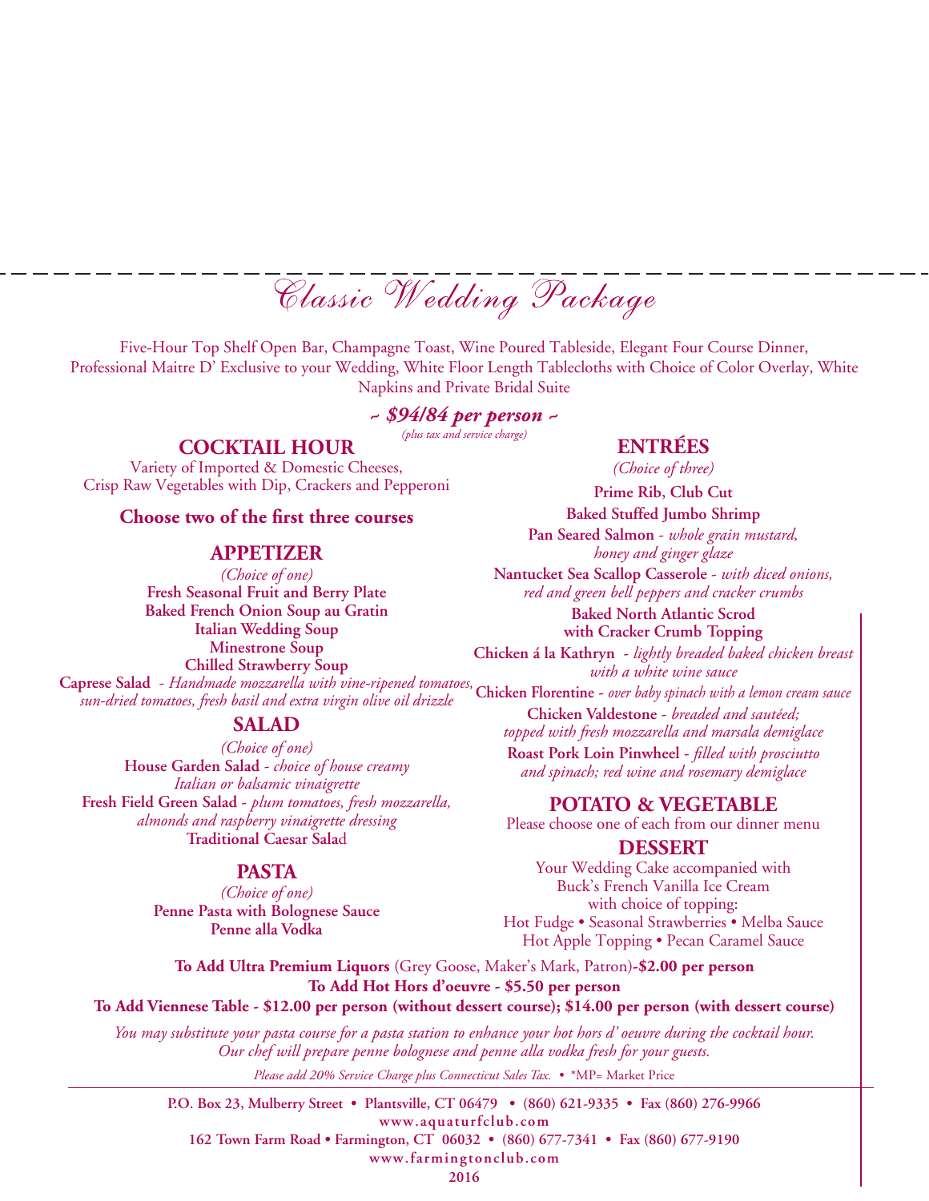# Classic Wedding Package

Five-Hour Top Shelf Open Bar, Champagne Toast, Wine Poured Tableside, Elegant Four Course Dinner, Professional Maitre D' Exclusive to your Wedding, White Floor Length Tablecloths with Choice of Color Overlay, White Napkins and Private Bridal Suite

***~ $94/84 per person ~***

*(plus tax and service charge)*

## COCKTAIL HOUR

Variety of Imported & Domestic Cheeses, Crisp Raw Vegetables with Dip, Crackers and Pepperoni

**Choose two of the first three courses**

## APPETIZER

*(Choice of one)*

**Fresh Seasonal Fruit and Berry Plate**
**Baked French Onion Soup au Gratin**
**Italian Wedding Soup**
**Minestrone Soup**
**Chilled Strawberry Soup**
**Caprese Salad** - *Handmade mozzarella with vine-ripened tomatoes, sun-dried tomatoes, fresh basil and extra virgin olive oil drizzle*

## SALAD

*(Choice of one)*

**House Garden Salad** - *choice of house creamy Italian or balsamic vinaigrette*
**Fresh Field Green Salad** - *plum tomatoes, fresh mozzarella, almonds and raspberry vinaigrette dressing*
**Traditional Caesar Salad**

## PASTA

*(Choice of one)*

**Penne Pasta with Bolognese Sauce**
**Penne alla Vodka**

## ENTRÉES

*(Choice of three)*

**Prime Rib, Club Cut**
**Baked Stuffed Jumbo Shrimp**
**Pan Seared Salmon** - *whole grain mustard, honey and ginger glaze*
**Nantucket Sea Scallop Casserole** - *with diced onions, red and green bell peppers and cracker crumbs*
**Baked North Atlantic Scrod with Cracker Crumb Topping**
**Chicken á la Kathryn** - *lightly breaded baked chicken breast with a white wine sauce*
**Chicken Florentine** - *over baby spinach with a lemon cream sauce*
**Chicken Valdestone** - *breaded and sautéed; topped with fresh mozzarella and marsala demiglace*
**Roast Pork Loin Pinwheel** - *filled with prosciutto and spinach; red wine and rosemary demiglace*

## POTATO & VEGETABLE

Please choose one of each from our dinner menu

## DESSERT

Your Wedding Cake accompanied with Buck's French Vanilla Ice Cream with choice of topping:
Hot Fudge • Seasonal Strawberries • Melba Sauce
Hot Apple Topping • Pecan Caramel Sauce

**To Add Ultra Premium Liquors** (Grey Goose, Maker's Mark, Patron)**-$2.00 per person**
**To Add Hot Hors d'oeuvre - $5.50 per person**
**To Add Viennese Table - $12.00 per person (without dessert course); $14.00 per person (with dessert course)**

*You may substitute your pasta course for a pasta station to enhance your hot hors d' oeuvre during the cocktail hour. Our chef will prepare penne bolognese and penne alla vodka fresh for your guests.*

*Please add 20% Service Charge plus Connecticut Sales Tax.* • *MP= Market Price

**P.O. Box 23, Mulberry Street • Plantsville, CT 06479 • (860) 621-9335 • Fax (860) 276-9966**
**www.aquaturfclub.com**
**162 Town Farm Road • Farmington, CT 06032 • (860) 677-7341 • Fax (860) 677-9190**
**www.farmingtonclub.com**
**2016**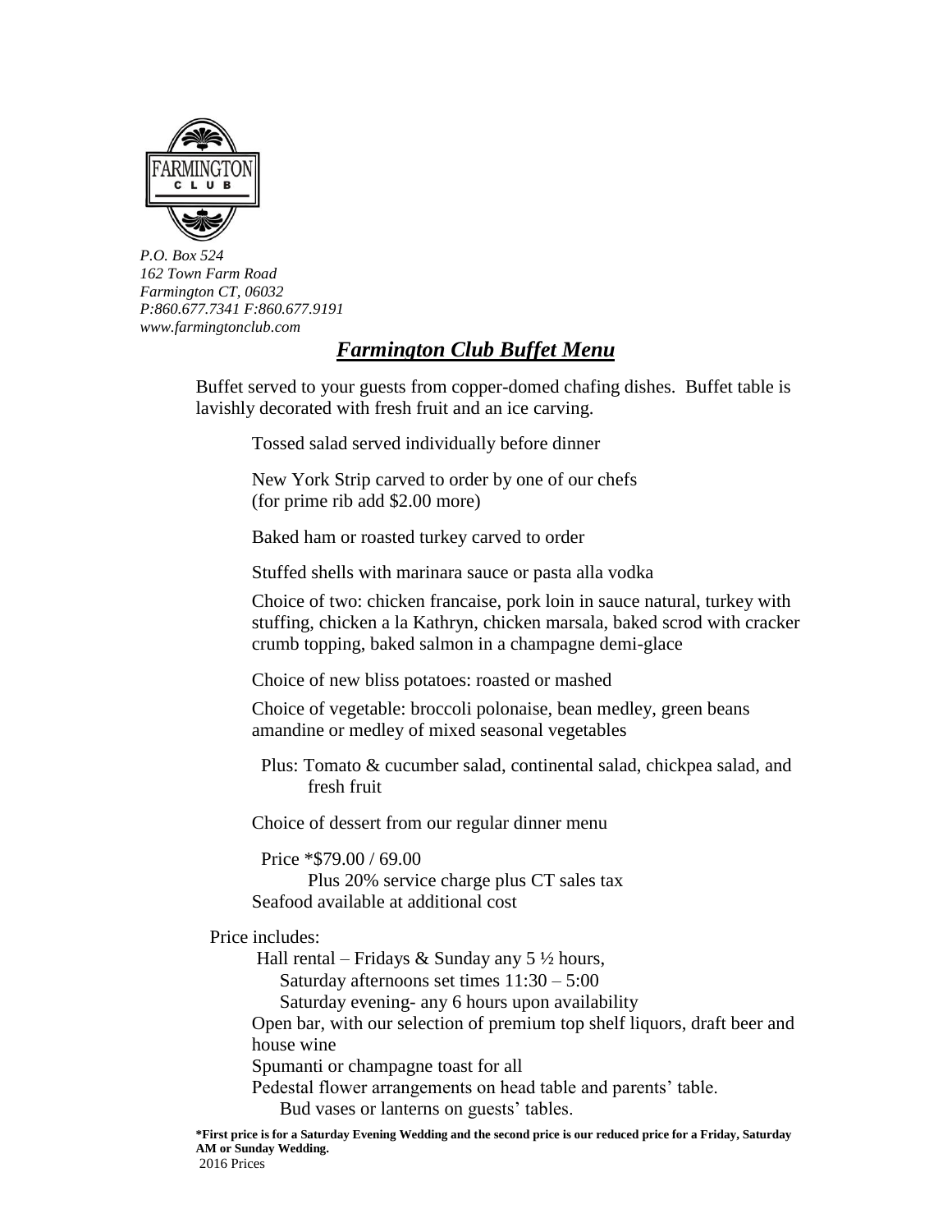*P.O. Box 524*
*162 Town Farm Road*
*Farmington CT, 06032*
*P:860.677.7341 F:860.677.9191*
*www.farmingtonclub.com*

## *Farmington Club Buffet Menu*

Buffet served to your guests from copper-domed chafing dishes. Buffet table is lavishly decorated with fresh fruit and an ice carving.

Tossed salad served individually before dinner

New York Strip carved to order by one of our chefs
(for prime rib add $2.00 more)

Baked ham or roasted turkey carved to order

Stuffed shells with marinara sauce or pasta alla vodka

Choice of two: chicken francaise, pork loin in sauce natural, turkey with stuffing, chicken a la Kathryn, chicken marsala, baked scrod with cracker crumb topping, baked salmon in a champagne demi-glace

Choice of new bliss potatoes: roasted or mashed

Choice of vegetable: broccoli polonaise, bean medley, green beans amandine or medley of mixed seasonal vegetables

Plus: Tomato & cucumber salad, continental salad, chickpea salad, and fresh fruit

Choice of dessert from our regular dinner menu

Price *$79.00 / 69.00
Plus 20% service charge plus CT sales tax
Seafood available at additional cost

Price includes:

Hall rental – Fridays & Sunday any 5 ½ hours,
Saturday afternoons set times 11:30 – 5:00
Saturday evening- any 6 hours upon availability
Open bar, with our selection of premium top shelf liquors, draft beer and house wine
Spumanti or champagne toast for all
Pedestal flower arrangements on head table and parents' table.
Bud vases or lanterns on guests' tables.

**\*First price is for a Saturday Evening Wedding and the second price is our reduced price for a Friday, Saturday AM or Sunday Wedding.**
2016 Prices